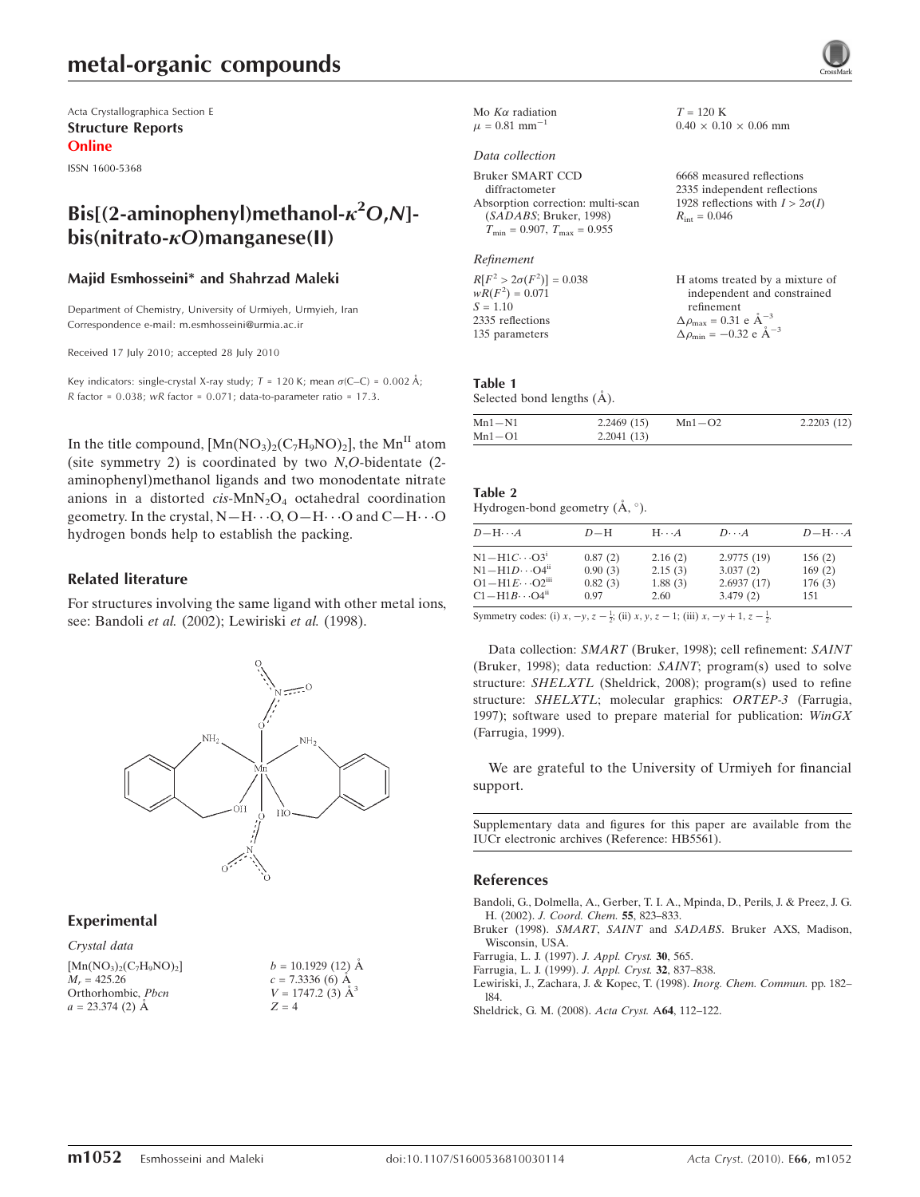Acta Crystallographica Section E

**Structure Reports**

**Online**

ISSN 1600-5368

# Bis[(2-aminophenyl)methanol-$\kappa^2O,N$]-bis(nitrato-$\kappa O$)manganese(II)

**Majid Esmhosseini\* and Shahrzad Maleki**

Department of Chemistry, University of Urmiyeh, Urmiyeh, Iran
Correspondence e-mail: m.esmhosseini@urmia.ac.ir

Received 17 July 2010; accepted 28 July 2010

Key indicators: single-crystal X-ray study; $T$ = 120 K; mean $\sigma$(C–C) = 0.002 Å; $R$ factor = 0.038; $wR$ factor = 0.071; data-to-parameter ratio = 17.3.

In the title compound, $[Mn(NO_3)_2(C_7H_9NO)_2]$, the $Mn^{II}$ atom (site symmetry 2) is coordinated by two $N,O$-bidentate (2-aminophenyl)methanol ligands and two monodentate nitrate anions in a distorted *cis*-$MnN_2O_4$ octahedral coordination geometry. In the crystal, N—H$\cdots$O, O—H$\cdots$O and C—H$\cdots$O hydrogen bonds help to establish the packing.

## Related literature

For structures involving the same ligand with other metal ions, see: Bandoli *et al.* (2002); Lewiriski *et al.* (1998).

## Experimental

*Crystal data*

$[Mn(NO_3)_2(C_7H_9NO)_2]$
$M_r$ = 425.26
Orthorhombic, $Pbcn$
$a$ = 23.374 (2) Å
$b$ = 10.1929 (12) Å
$c$ = 7.3336 (6) Å
$V$ = 1747.2 (3) Å$^3$
$Z$ = 4
Mo $K\alpha$ radiation
$\mu$ = 0.81 mm$^{-1}$
$T$ = 120 K
0.40 × 0.10 × 0.06 mm

*Data collection*

Bruker SMART CCD diffractometer
Absorption correction: multi-scan (*SADABS*; Bruker, 1998)
$T_{min}$ = 0.907, $T_{max}$ = 0.955
6668 measured reflections
2335 independent reflections
1928 reflections with $I > 2\sigma(I)$
$R_{int}$ = 0.046

*Refinement*

$R[F^2 > 2\sigma(F^2)]$ = 0.038
$wR(F^2)$ = 0.071
$S$ = 1.10
2335 reflections
135 parameters
H atoms treated by a mixture of independent and constrained refinement
$\Delta\rho_{max}$ = 0.31 e Å$^{-3}$
$\Delta\rho_{min}$ = −0.32 e Å$^{-3}$

**Table 1**
Selected bond lengths (Å).

| | | | |
|---|---|---|---|
| Mn1—N1 | 2.2469 (15) | Mn1—O2 | 2.2203 (12) |
| Mn1—O1 | 2.2041 (13) | | |

**Table 2**
Hydrogen-bond geometry (Å, °).

| $D$—H$\cdots$$A$ | $D$—H | H$\cdots$$A$ | $D\cdots A$ | $D$—H$\cdots$$A$ |
|---|---|---|---|---|
| N1—H1$C\cdots$O3$^{i}$ | 0.87 (2) | 2.16 (2) | 2.9775 (19) | 156 (2) |
| N1—H1$D\cdots$O4$^{ii}$ | 0.90 (3) | 2.15 (3) | 3.037 (2) | 169 (2) |
| O1—H1$E\cdots$O2$^{iii}$ | 0.82 (3) | 1.88 (3) | 2.6937 (17) | 176 (3) |
| C1—H1$B\cdots$O4$^{ii}$ | 0.97 | 2.60 | 3.479 (2) | 151 |

Symmetry codes: (i) $x, -y, z-\frac{1}{2}$; (ii) $x, y, z-1$; (iii) $x, -y+1, z-\frac{1}{2}$.

Data collection: *SMART* (Bruker, 1998); cell refinement: *SAINT* (Bruker, 1998); data reduction: *SAINT*; program(s) used to solve structure: *SHELXTL* (Sheldrick, 2008); program(s) used to refine structure: *SHELXTL*; molecular graphics: *ORTEP-3* (Farrugia, 1997); software used to prepare material for publication: *WinGX* (Farrugia, 1999).

We are grateful to the University of Urmiyeh for financial support.

Supplementary data and figures for this paper are available from the IUCr electronic archives (Reference: HB5561).

## References

Bandoli, G., Dolmella, A., Gerber, T. I. A., Mpinda, D., Perils, J. & Preez, J. G. H. (2002). *J. Coord. Chem.* **55**, 823–833.
Bruker (1998). *SMART*, *SAINT* and *SADABS*. Bruker AXS, Madison, Wisconsin, USA.
Farrugia, L. J. (1997). *J. Appl. Cryst.* **30**, 565.
Farrugia, L. J. (1999). *J. Appl. Cryst.* **32**, 837–838.
Lewiriski, J., Zachara, J. & Kopec, T. (1998). *Inorg. Chem. Commun.* pp. 182–184.
Sheldrick, G. M. (2008). *Acta Cryst.* A**64**, 112–122.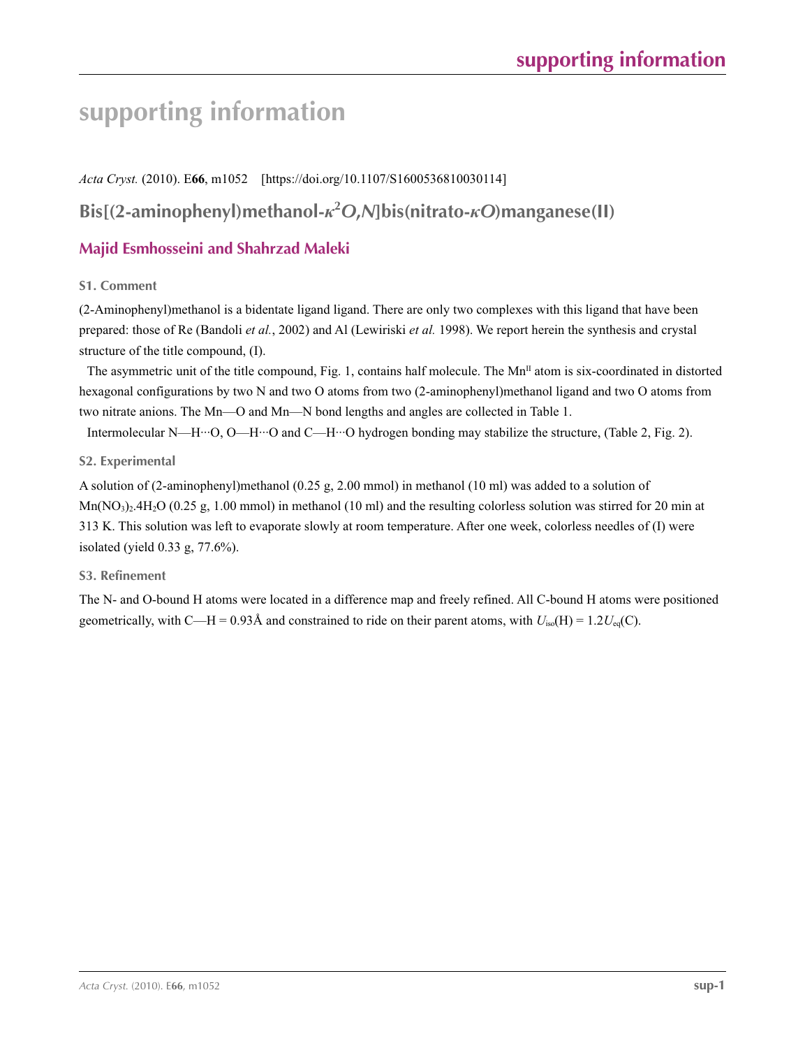# supporting information

*Acta Cryst.* (2010). E**66**, m1052    [https://doi.org/10.1107/S1600536810030114]

## Bis[(2-aminophenyl)methanol-$\kappa^2$*O*,*N*]bis(nitrato-$\kappa$*O*)manganese(II)

### Majid Esmhosseini and Shahrzad Maleki

#### S1. Comment

(2-Aminophenyl)methanol is a bidentate ligand ligand. There are only two complexes with this ligand that have been prepared: those of Re (Bandoli *et al.*, 2002) and Al (Lewiriski *et al.* 1998). We report herein the synthesis and crystal structure of the title compound, (I).

The asymmetric unit of the title compound, Fig. 1, contains half molecule. The $Mn^{II}$ atom is six-coordinated in distorted hexagonal configurations by two N and two O atoms from two (2-aminophenyl)methanol ligand and two O atoms from two nitrate anions. The Mn—O and Mn—N bond lengths and angles are collected in Table 1.

Intermolecular N—H···O, O—H···O and C—H···O hydrogen bonding may stabilize the structure, (Table 2, Fig. 2).

#### S2. Experimental

A solution of (2-aminophenyl)methanol (0.25 g, 2.00 mmol) in methanol (10 ml) was added to a solution of $Mn(NO_3)_2.4H_2O$ (0.25 g, 1.00 mmol) in methanol (10 ml) and the resulting colorless solution was stirred for 20 min at 313 K. This solution was left to evaporate slowly at room temperature. After one week, colorless needles of (I) were isolated (yield 0.33 g, 77.6%).

#### S3. Refinement

The N- and O-bound H atoms were located in a difference map and freely refined. All C-bound H atoms were positioned geometrically, with C—H = 0.93Å and constrained to ride on their parent atoms, with $U_{iso}(H) = 1.2U_{eq}(C)$.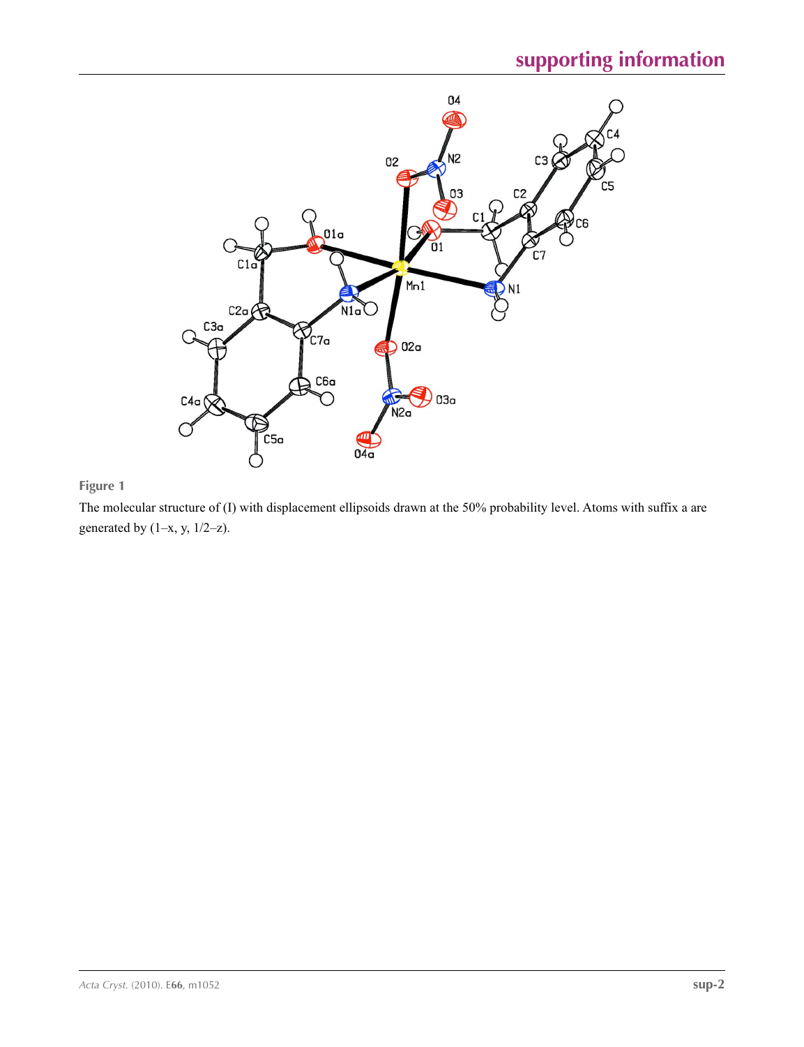**Figure 1**

The molecular structure of (I) with displacement ellipsoids drawn at the 50% probability level. Atoms with suffix a are generated by (1–x, y, 1/2–z).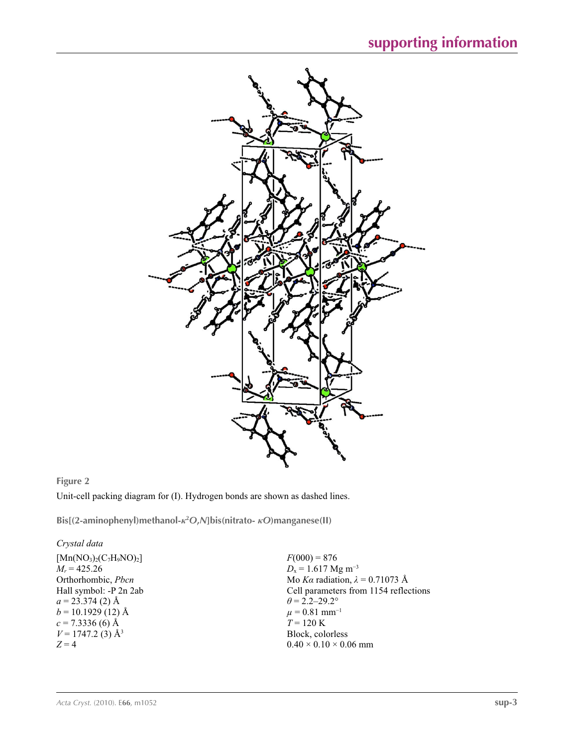**Figure 2**

Unit-cell packing diagram for (I). Hydrogen bonds are shown as dashed lines.

**Bis[(2-aminophenyl)methanol-$\kappa^2O,N$]bis(nitrato- $\kappa O$)manganese(II)**

*Crystal data*

$[Mn(NO_3)_2(C_7H_9NO)_2]$
$M_r = 425.26$
Orthorhombic, *Pbcn*
Hall symbol: -P 2n 2ab
$a = 23.374$ (2) Å
$b = 10.1929$ (12) Å
$c = 7.3336$ (6) Å
$V = 1747.2$ (3) Å$^3$
$Z = 4$

$F(000) = 876$
$D_x = 1.617$ Mg m$^{-3}$
Mo $K\alpha$ radiation, $\lambda = 0.71073$ Å
Cell parameters from 1154 reflections
$\theta = 2.2$–$29.2°$
$\mu = 0.81$ mm$^{-1}$
$T = 120$ K
Block, colorless
$0.40 \times 0.10 \times 0.06$ mm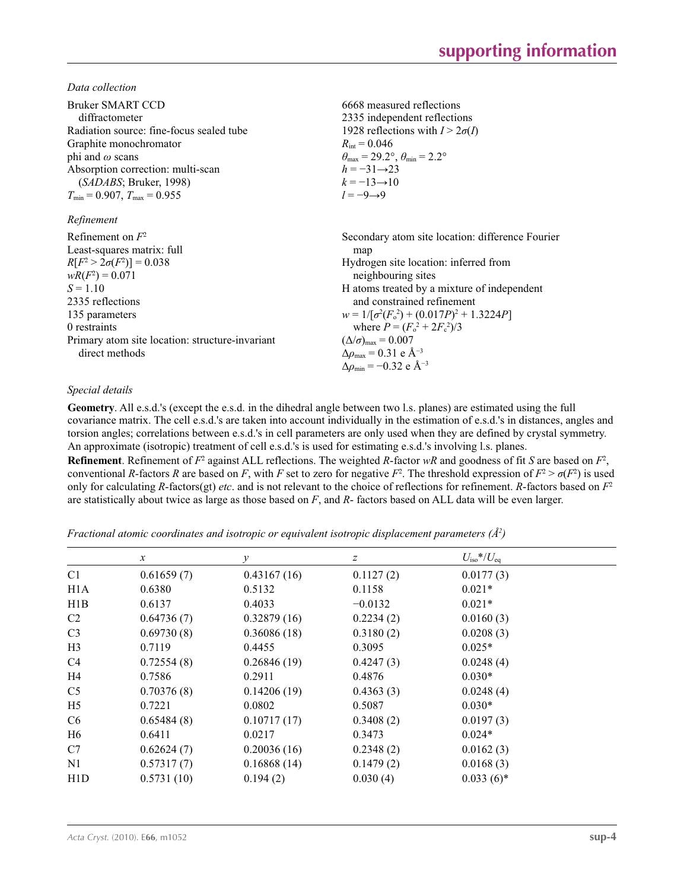*Data collection*

Bruker SMART CCD diffractometer
Radiation source: fine-focus sealed tube
Graphite monochromator
phi and $\omega$ scans
Absorption correction: multi-scan (*SADABS*; Bruker, 1998)
$T_{min} = 0.907$, $T_{max} = 0.955$

6668 measured reflections
2335 independent reflections
1928 reflections with $I > 2\sigma(I)$
$R_{int} = 0.046$
$\theta_{max} = 29.2°$, $\theta_{min} = 2.2°$
$h = -31 \rightarrow 23$
$k = -13 \rightarrow 10$
$l = -9 \rightarrow 9$

*Refinement*

Refinement on $F^2$
Least-squares matrix: full
$R[F^2 > 2\sigma(F^2)] = 0.038$
$wR(F^2) = 0.071$
$S = 1.10$
2335 reflections
135 parameters
0 restraints
Primary atom site location: structure-invariant direct methods

Secondary atom site location: difference Fourier map
Hydrogen site location: inferred from neighbouring sites
H atoms treated by a mixture of independent and constrained refinement
$w = 1/[\sigma^2(F_o^2) + (0.017P)^2 + 1.3224P]$ where $P = (F_o^2 + 2F_c^2)/3$
$(\Delta/\sigma)_{max} = 0.007$
$\Delta\rho_{max} = 0.31$ e Å$^{-3}$
$\Delta\rho_{min} = -0.32$ e Å$^{-3}$

*Special details*

**Geometry**. All e.s.d.'s (except the e.s.d. in the dihedral angle between two l.s. planes) are estimated using the full covariance matrix. The cell e.s.d.'s are taken into account individually in the estimation of e.s.d.'s in distances, angles and torsion angles; correlations between e.s.d.'s in cell parameters are only used when they are defined by crystal symmetry. An approximate (isotropic) treatment of cell e.s.d.'s is used for estimating e.s.d.'s involving l.s. planes.

**Refinement**. Refinement of $F^2$ against ALL reflections. The weighted $R$-factor $wR$ and goodness of fit $S$ are based on $F^2$, conventional $R$-factors $R$ are based on $F$, with $F$ set to zero for negative $F^2$. The threshold expression of $F^2 > \sigma(F^2)$ is used only for calculating $R$-factors(gt) *etc*. and is not relevant to the choice of reflections for refinement. $R$-factors based on $F^2$ are statistically about twice as large as those based on $F$, and $R$- factors based on ALL data will be even larger.

*Fractional atomic coordinates and isotropic or equivalent isotropic displacement parameters (Å$^2$)*

| | $x$ | $y$ | $z$ | $U_{iso}$*/$U_{eq}$ |
|---|---|---|---|---|
| C1 | 0.61659 (7) | 0.43167 (16) | 0.1127 (2) | 0.0177 (3) |
| H1A | 0.6380 | 0.5132 | 0.1158 | 0.021* |
| H1B | 0.6137 | 0.4033 | −0.0132 | 0.021* |
| C2 | 0.64736 (7) | 0.32879 (16) | 0.2234 (2) | 0.0160 (3) |
| C3 | 0.69730 (8) | 0.36086 (18) | 0.3180 (2) | 0.0208 (3) |
| H3 | 0.7119 | 0.4455 | 0.3095 | 0.025* |
| C4 | 0.72554 (8) | 0.26846 (19) | 0.4247 (3) | 0.0248 (4) |
| H4 | 0.7586 | 0.2911 | 0.4876 | 0.030* |
| C5 | 0.70376 (8) | 0.14206 (19) | 0.4363 (3) | 0.0248 (4) |
| H5 | 0.7221 | 0.0802 | 0.5087 | 0.030* |
| C6 | 0.65484 (8) | 0.10717 (17) | 0.3408 (2) | 0.0197 (3) |
| H6 | 0.6411 | 0.0217 | 0.3473 | 0.024* |
| C7 | 0.62624 (7) | 0.20036 (16) | 0.2348 (2) | 0.0162 (3) |
| N1 | 0.57317 (7) | 0.16868 (14) | 0.1479 (2) | 0.0168 (3) |
| H1D | 0.5731 (10) | 0.194 (2) | 0.030 (4) | 0.033 (6)* |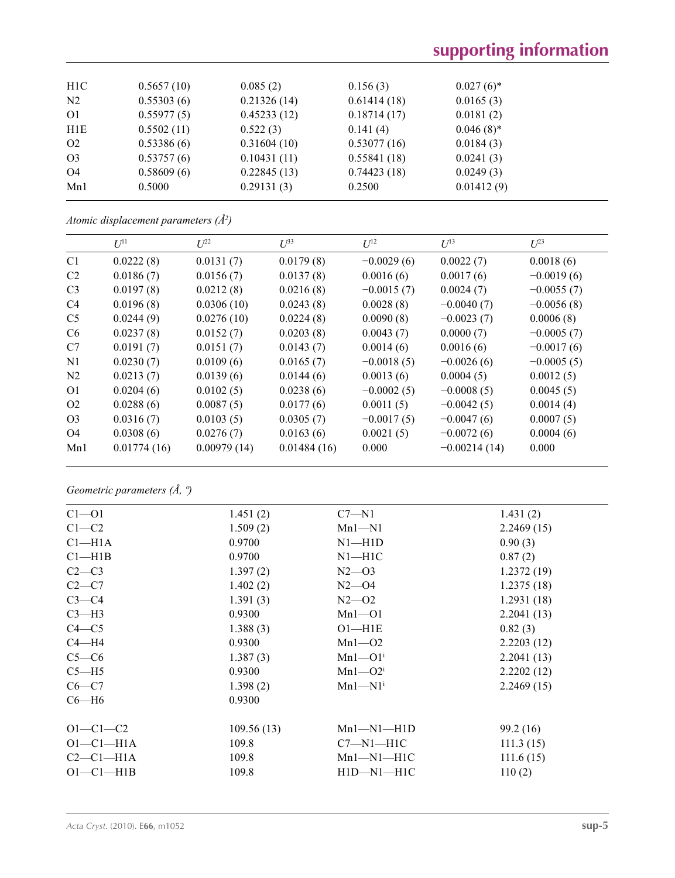| | | | | |
|---|---|---|---|---|
| H1C | 0.5657 (10) | 0.085 (2) | 0.156 (3) | 0.027 (6)* |
| N2 | 0.55303 (6) | 0.21326 (14) | 0.61414 (18) | 0.0165 (3) |
| O1 | 0.55977 (5) | 0.45233 (12) | 0.18714 (17) | 0.0181 (2) |
| H1E | 0.5502 (11) | 0.522 (3) | 0.141 (4) | 0.046 (8)* |
| O2 | 0.53386 (6) | 0.31604 (10) | 0.53077 (16) | 0.0184 (3) |
| O3 | 0.53757 (6) | 0.10431 (11) | 0.55841 (18) | 0.0241 (3) |
| O4 | 0.58609 (6) | 0.22845 (13) | 0.74423 (18) | 0.0249 (3) |
| Mn1 | 0.5000 | 0.29131 (3) | 0.2500 | 0.01412 (9) |

*Atomic displacement parameters (Å$^2$)*

| | $U^{11}$ | $U^{22}$ | $U^{33}$ | $U^{12}$ | $U^{13}$ | $U^{23}$ |
|---|---|---|---|---|---|---|
| C1 | 0.0222 (8) | 0.0131 (7) | 0.0179 (8) | −0.0029 (6) | 0.0022 (7) | 0.0018 (6) |
| C2 | 0.0186 (7) | 0.0156 (7) | 0.0137 (8) | 0.0016 (6) | 0.0017 (6) | −0.0019 (6) |
| C3 | 0.0197 (8) | 0.0212 (8) | 0.0216 (8) | −0.0015 (7) | 0.0024 (7) | −0.0055 (7) |
| C4 | 0.0196 (8) | 0.0306 (10) | 0.0243 (8) | 0.0028 (8) | −0.0040 (7) | −0.0056 (8) |
| C5 | 0.0244 (9) | 0.0276 (10) | 0.0224 (8) | 0.0090 (8) | −0.0023 (7) | 0.0006 (8) |
| C6 | 0.0237 (8) | 0.0152 (7) | 0.0203 (8) | 0.0043 (7) | 0.0000 (7) | −0.0005 (7) |
| C7 | 0.0191 (7) | 0.0151 (7) | 0.0143 (7) | 0.0014 (6) | 0.0016 (6) | −0.0017 (6) |
| N1 | 0.0230 (7) | 0.0109 (6) | 0.0165 (7) | −0.0018 (5) | −0.0026 (6) | −0.0005 (5) |
| N2 | 0.0213 (7) | 0.0139 (6) | 0.0144 (6) | 0.0013 (6) | 0.0004 (5) | 0.0012 (5) |
| O1 | 0.0204 (6) | 0.0102 (5) | 0.0238 (6) | −0.0002 (5) | −0.0008 (5) | 0.0045 (5) |
| O2 | 0.0288 (6) | 0.0087 (5) | 0.0177 (6) | 0.0011 (5) | −0.0042 (5) | 0.0014 (4) |
| O3 | 0.0316 (7) | 0.0103 (5) | 0.0305 (7) | −0.0017 (5) | −0.0047 (6) | 0.0007 (5) |
| O4 | 0.0308 (6) | 0.0276 (7) | 0.0163 (6) | 0.0021 (5) | −0.0072 (6) | 0.0004 (6) |
| Mn1 | 0.01774 (16) | 0.00979 (14) | 0.01484 (16) | 0.000 | −0.00214 (14) | 0.000 |

*Geometric parameters (Å, º)*

| | | | |
|---|---|---|---|
| C1—O1 | 1.451 (2) | C7—N1 | 1.431 (2) |
| C1—C2 | 1.509 (2) | Mn1—N1 | 2.2469 (15) |
| C1—H1A | 0.9700 | N1—H1D | 0.90 (3) |
| C1—H1B | 0.9700 | N1—H1C | 0.87 (2) |
| C2—C3 | 1.397 (2) | N2—O3 | 1.2372 (19) |
| C2—C7 | 1.402 (2) | N2—O4 | 1.2375 (18) |
| C3—C4 | 1.391 (3) | N2—O2 | 1.2931 (18) |
| C3—H3 | 0.9300 | Mn1—O1 | 2.2041 (13) |
| C4—C5 | 1.388 (3) | O1—H1E | 0.82 (3) |
| C4—H4 | 0.9300 | Mn1—O2 | 2.2203 (12) |
| C5—C6 | 1.387 (3) | Mn1—O1$^{i}$ | 2.2041 (13) |
| C5—H5 | 0.9300 | Mn1—O2$^{i}$ | 2.2202 (12) |
| C6—C7 | 1.398 (2) | Mn1—N1$^{i}$ | 2.2469 (15) |
| C6—H6 | 0.9300 | | |
| | | | |
| O1—C1—C2 | 109.56 (13) | Mn1—N1—H1D | 99.2 (16) |
| O1—C1—H1A | 109.8 | C7—N1—H1C | 111.3 (15) |
| C2—C1—H1A | 109.8 | Mn1—N1—H1C | 111.6 (15) |
| O1—C1—H1B | 109.8 | H1D—N1—H1C | 110 (2) |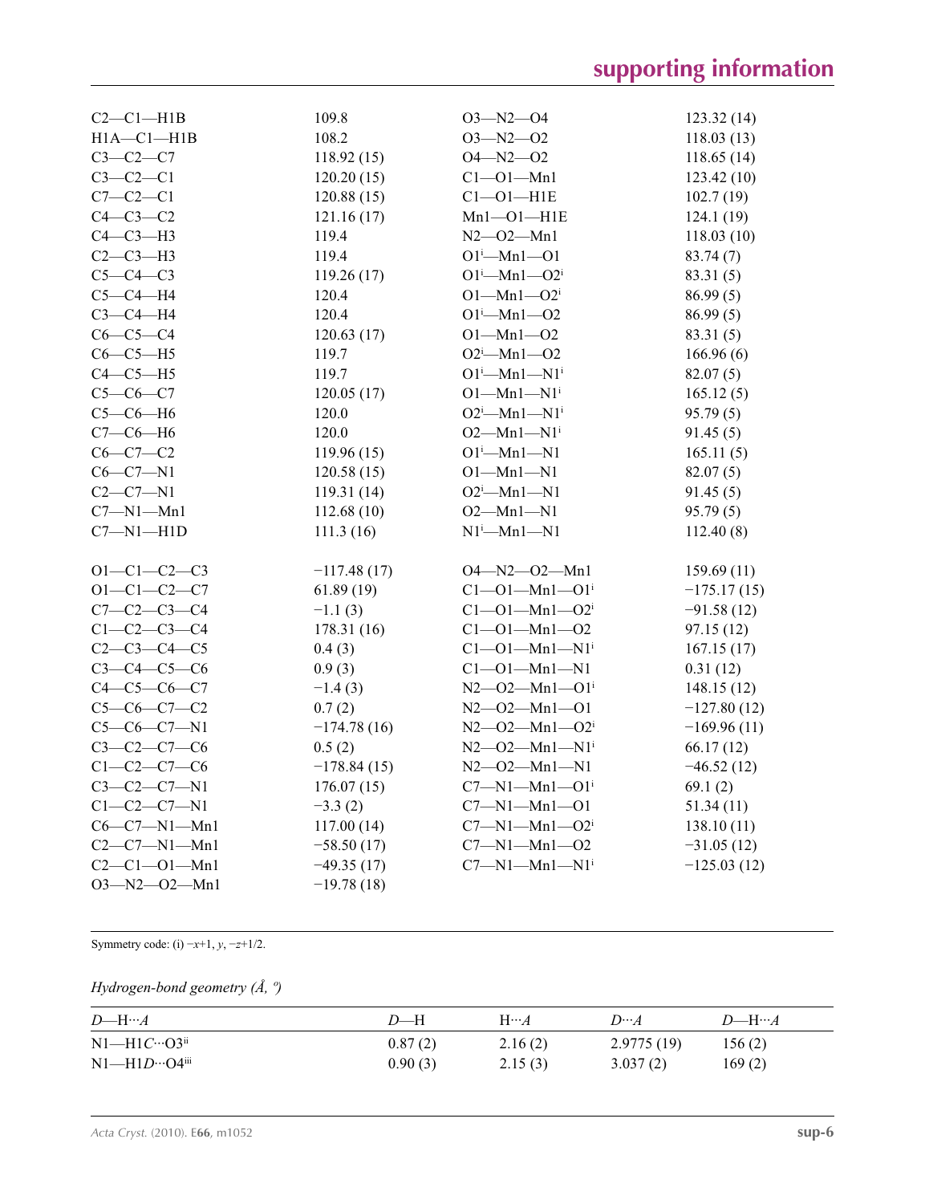| | | | |
|---|---|---|---|
| C2—C1—H1B | 109.8 | O3—N2—O4 | 123.32 (14) |
| H1A—C1—H1B | 108.2 | O3—N2—O2 | 118.03 (13) |
| C3—C2—C7 | 118.92 (15) | O4—N2—O2 | 118.65 (14) |
| C3—C2—C1 | 120.20 (15) | C1—O1—Mn1 | 123.42 (10) |
| C7—C2—C1 | 120.88 (15) | C1—O1—H1E | 102.7 (19) |
| C4—C3—C2 | 121.16 (17) | Mn1—O1—H1E | 124.1 (19) |
| C4—C3—H3 | 119.4 | N2—O2—Mn1 | 118.03 (10) |
| C2—C3—H3 | 119.4 | O1$^{i}$—Mn1—O1 | 83.74 (7) |
| C5—C4—C3 | 119.26 (17) | O1$^{i}$—Mn1—O2$^{i}$ | 83.31 (5) |
| C5—C4—H4 | 120.4 | O1—Mn1—O2$^{i}$ | 86.99 (5) |
| C3—C4—H4 | 120.4 | O1$^{i}$—Mn1—O2 | 86.99 (5) |
| C6—C5—C4 | 120.63 (17) | O1—Mn1—O2 | 83.31 (5) |
| C6—C5—H5 | 119.7 | O2$^{i}$—Mn1—O2 | 166.96 (6) |
| C4—C5—H5 | 119.7 | O1$^{i}$—Mn1—N1$^{i}$ | 82.07 (5) |
| C5—C6—C7 | 120.05 (17) | O1—Mn1—N1$^{i}$ | 165.12 (5) |
| C5—C6—H6 | 120.0 | O2$^{i}$—Mn1—N1$^{i}$ | 95.79 (5) |
| C7—C6—H6 | 120.0 | O2—Mn1—N1$^{i}$ | 91.45 (5) |
| C6—C7—C2 | 119.96 (15) | O1$^{i}$—Mn1—N1 | 165.11 (5) |
| C6—C7—N1 | 120.58 (15) | O1—Mn1—N1 | 82.07 (5) |
| C2—C7—N1 | 119.31 (14) | O2$^{i}$—Mn1—N1 | 91.45 (5) |
| C7—N1—Mn1 | 112.68 (10) | O2—Mn1—N1 | 95.79 (5) |
| C7—N1—H1D | 111.3 (16) | N1$^{i}$—Mn1—N1 | 112.40 (8) |
| | | | |
| O1—C1—C2—C3 | −117.48 (17) | O4—N2—O2—Mn1 | 159.69 (11) |
| O1—C1—C2—C7 | 61.89 (19) | C1—O1—Mn1—O1$^{i}$ | −175.17 (15) |
| C7—C2—C3—C4 | −1.1 (3) | C1—O1—Mn1—O2$^{i}$ | −91.58 (12) |
| C1—C2—C3—C4 | 178.31 (16) | C1—O1—Mn1—O2 | 97.15 (12) |
| C2—C3—C4—C5 | 0.4 (3) | C1—O1—Mn1—N1$^{i}$ | 167.15 (17) |
| C3—C4—C5—C6 | 0.9 (3) | C1—O1—Mn1—N1 | 0.31 (12) |
| C4—C5—C6—C7 | −1.4 (3) | N2—O2—Mn1—O1$^{i}$ | 148.15 (12) |
| C5—C6—C7—C2 | 0.7 (2) | N2—O2—Mn1—O1 | −127.80 (12) |
| C5—C6—C7—N1 | −174.78 (16) | N2—O2—Mn1—O2$^{i}$ | −169.96 (11) |
| C3—C2—C7—C6 | 0.5 (2) | N2—O2—Mn1—N1$^{i}$ | 66.17 (12) |
| C1—C2—C7—C6 | −178.84 (15) | N2—O2—Mn1—N1 | −46.52 (12) |
| C3—C2—C7—N1 | 176.07 (15) | C7—N1—Mn1—O1$^{i}$ | 69.1 (2) |
| C1—C2—C7—N1 | −3.3 (2) | C7—N1—Mn1—O1 | 51.34 (11) |
| C6—C7—N1—Mn1 | 117.00 (14) | C7—N1—Mn1—O2$^{i}$ | 138.10 (11) |
| C2—C7—N1—Mn1 | −58.50 (17) | C7—N1—Mn1—O2 | −31.05 (12) |
| C2—C1—O1—Mn1 | −49.35 (17) | C7—N1—Mn1—N1$^{i}$ | −125.03 (12) |
| O3—N2—O2—Mn1 | −19.78 (18) | | |

Symmetry code: (i) $-x+1, y, -z+1/2$.

*Hydrogen-bond geometry (Å, º)*

| *D*—H···*A* | *D*—H | H···*A* | *D*···*A* | *D*—H···*A* |
|---|---|---|---|---|
| N1—H1*C*···O3$^{ii}$ | 0.87 (2) | 2.16 (2) | 2.9775 (19) | 156 (2) |
| N1—H1*D*···O4$^{iii}$ | 0.90 (3) | 2.15 (3) | 3.037 (2) | 169 (2) |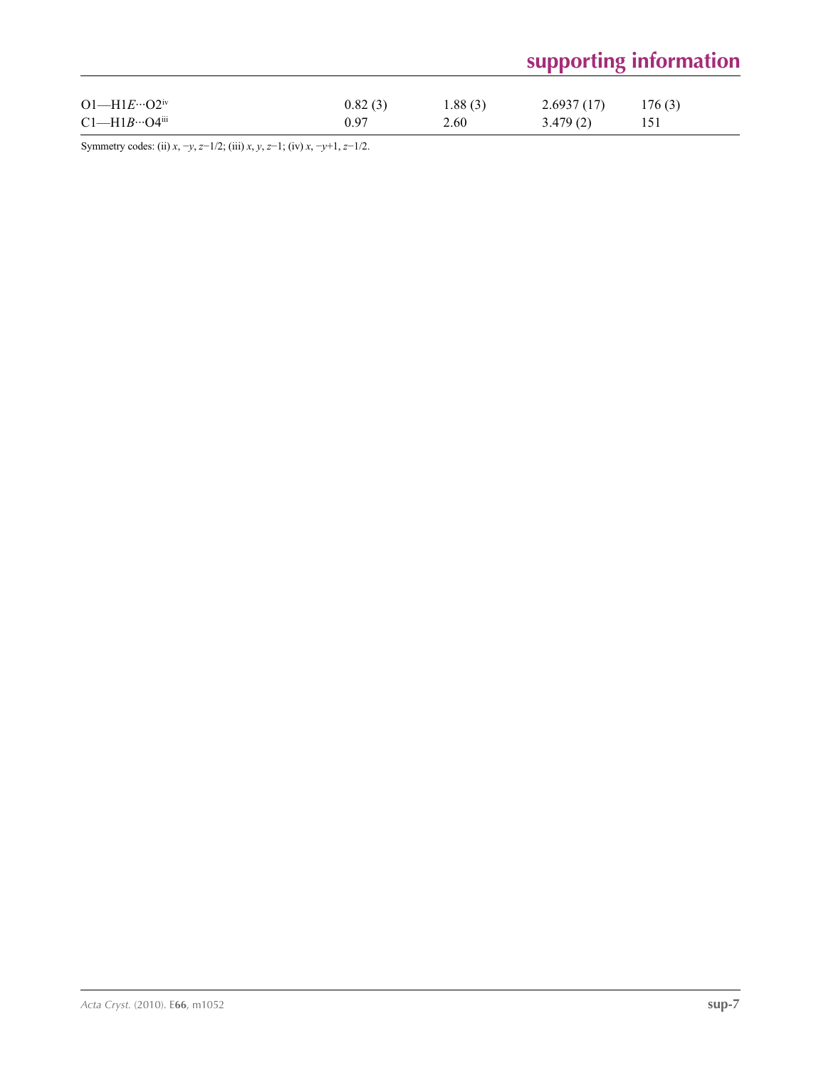| | | | | |
|---|---|---|---|---|
| O1—H1*E*···O2$^{iv}$ | 0.82 (3) | 1.88 (3) | 2.6937 (17) | 176 (3) |
| C1—H1*B*···O4$^{iii}$ | 0.97 | 2.60 | 3.479 (2) | 151 |

Symmetry codes: (ii) *x*, −*y*, *z*−1/2; (iii) *x*, *y*, *z*−1; (iv) *x*, −*y*+1, *z*−1/2.